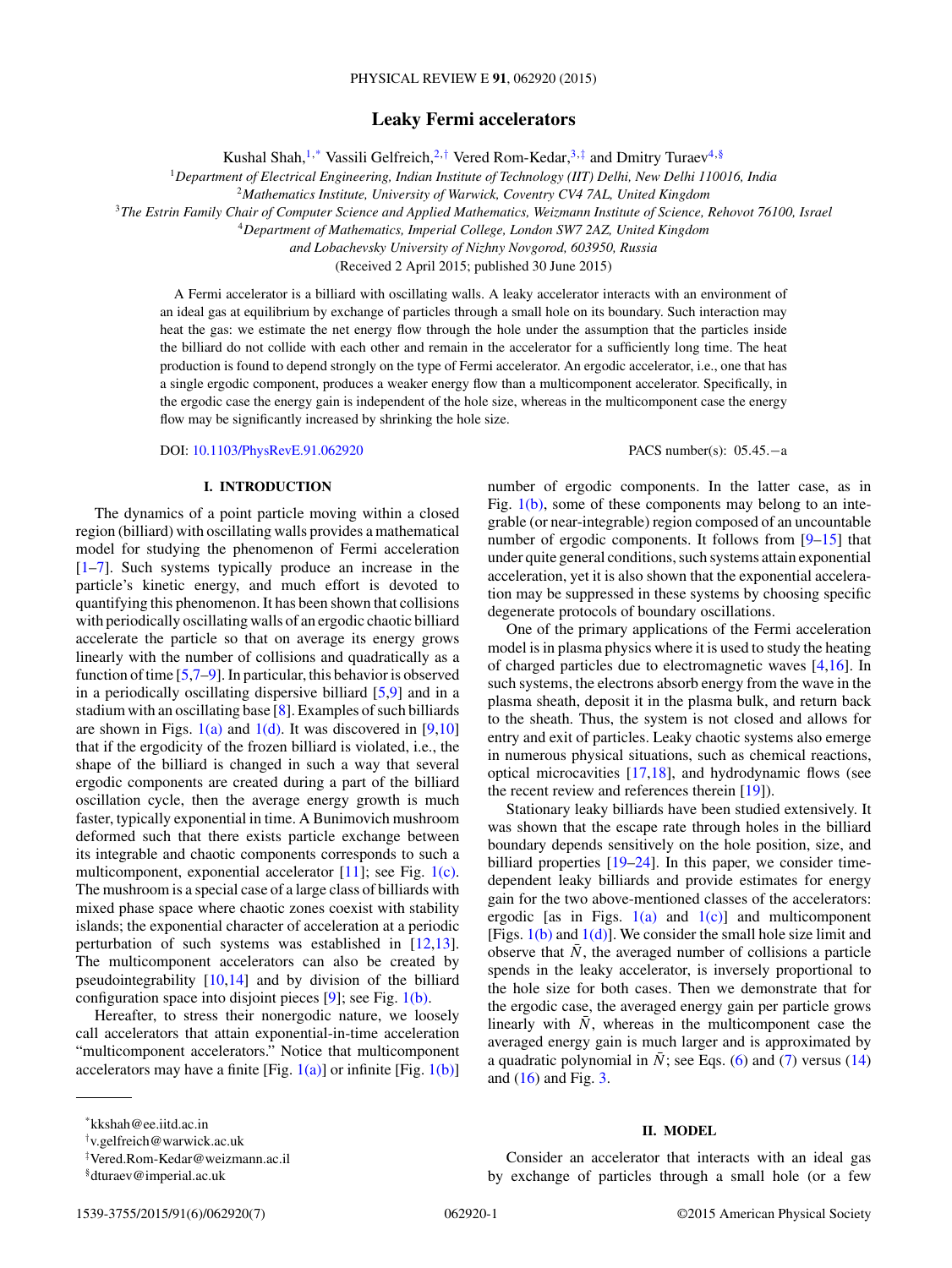# Leaky Fermi accelerators

Kushal Shah,[1,*] Vassili Gelfreich,[2,†] Vered Rom-Kedar,[3,‡] and Dmitry Turaev[4,§]

[1]Department of Electrical Engineering, Indian Institute of Technology (IIT) Delhi, New Delhi 110016, India
[2]Mathematics Institute, University of Warwick, Coventry CV4 7AL, United Kingdom
[3]The Estrin Family Chair of Computer Science and Applied Mathematics, Weizmann Institute of Science, Rehovot 76100, Israel
[4]Department of Mathematics, Imperial College, London SW7 2AZ, United Kingdom
and Lobachevsky University of Nizhny Novgorod, 603950, Russia

(Received 2 April 2015; published 30 June 2015)

A Fermi accelerator is a billiard with oscillating walls. A leaky accelerator interacts with an environment of an ideal gas at equilibrium by exchange of particles through a small hole on its boundary. Such interaction may heat the gas: we estimate the net energy flow through the hole under the assumption that the particles inside the billiard do not collide with each other and remain in the accelerator for a sufficiently long time. The heat production is found to depend strongly on the type of Fermi accelerator. An ergodic accelerator, i.e., one that has a single ergodic component, produces a weaker energy flow than a multicomponent accelerator. Specifically, in the ergodic case the energy gain is independent of the hole size, whereas in the multicomponent case the energy flow may be significantly increased by shrinking the hole size.

DOI: 10.1103/PhysRevE.91.062920 PACS number(s): 05.45.−a

## I. INTRODUCTION

The dynamics of a point particle moving within a closed region (billiard) with periodically oscillating walls provides a mathematical model for studying the phenomenon of Fermi acceleration [1–7]. Such systems typically produce an increase in the particle's kinetic energy, and much effort is devoted to quantifying this phenomenon. It has been shown that collisions with periodically oscillating walls of an ergodic chaotic billiard accelerate the particle so that on average its energy grows linearly with the number of collisions and quadratically as a function of time [5,7–9]. In particular, this behavior is observed in a periodically oscillating dispersive billiard [5,9] and in a stadium with an oscillating base [8]. Examples of such billiards are shown in Figs. 1(a) and 1(d). It was discovered in [9,10] that if the ergodicity of the frozen billiard is violated, i.e., the shape of the billiard is changed in such a way that several ergodic components are created during a part of the billiard oscillation cycle, then the average energy growth is much faster, typically exponential in time. A Bunimovich mushroom deformed such that there exists particle exchange between its integrable and chaotic components corresponds to such a multicomponent, exponential accelerator [11]; see Fig. 1(c). The mushroom is a special case of a large class of billiards with mixed phase space where chaotic zones coexist with stability islands; the exponential character of acceleration at a periodic perturbation of such systems was established in [12,13]. The multicomponent accelerators can also be created by pseudointegrability [10,14] and by division of the billiard configuration space into disjoint pieces [9]; see Fig. 1(b).

Hereafter, to stress their nonergodic nature, we loosely call accelerators that attain exponential-in-time acceleration "multicomponent accelerators." Notice that multicomponent accelerators may have a finite [Fig. 1(a)] or infinite [Fig. 1(b)] number of ergodic components. In the latter case, as in Fig. 1(b), some of these components may belong to an integrable (or near-integrable) region composed of an uncountable number of ergodic components. It follows from [9–15] that under quite general conditions, such systems attain exponential acceleration, yet it is also shown that the exponential acceleration may be suppressed in these systems by choosing specific degenerate protocols of boundary oscillations.

One of the primary applications of the Fermi acceleration model is in plasma physics where it is used to study the heating of charged particles due to electromagnetic waves [4,16]. In such systems, the electrons absorb energy from the wave in the plasma sheath, deposit it in the plasma bulk, and return back to the sheath. Thus, the system is not closed and allows for entry and exit of particles. Leaky chaotic systems also emerge in numerous physical situations, such as chemical reactions, optical microcavities [17,18], and hydrodynamic flows (see the recent review and references therein [19]).

Stationary leaky billiards have been studied extensively. It was shown that the escape rate through holes in the billiard boundary depends sensitively on the hole position, size, and billiard properties [19–24]. In this paper, we consider time-dependent leaky billiards and provide estimates for energy gain for the two above-mentioned classes of the accelerators: ergodic [as in Figs. 1(a) and 1(c)] and multicomponent [Figs. 1(b) and 1(d)]. We consider the small hole size limit and observe that $\bar{N}$, the averaged number of collisions a particle spends in the leaky accelerator, is inversely proportional to the hole size for both cases. Then we demonstrate that for the ergodic case, the averaged energy gain per particle grows linearly with $\bar{N}$, whereas in the multicomponent case the averaged energy gain is much larger and is approximated by a quadratic polynomial in $\bar{N}$; see Eqs. (6) and (7) versus (14) and (16) and Fig. 3.

## II. MODEL

Consider an accelerator that interacts with an ideal gas by exchange of particles through a small hole (or a few

*kkshah@ee.iitd.ac.in
†v.gelfreich@warwick.ac.uk
‡Vered.Rom-Kedar@weizmann.ac.il
§dturaev@imperial.ac.uk

1539-3755/2015/91(6)/062920(7) ©2015 American Physical Society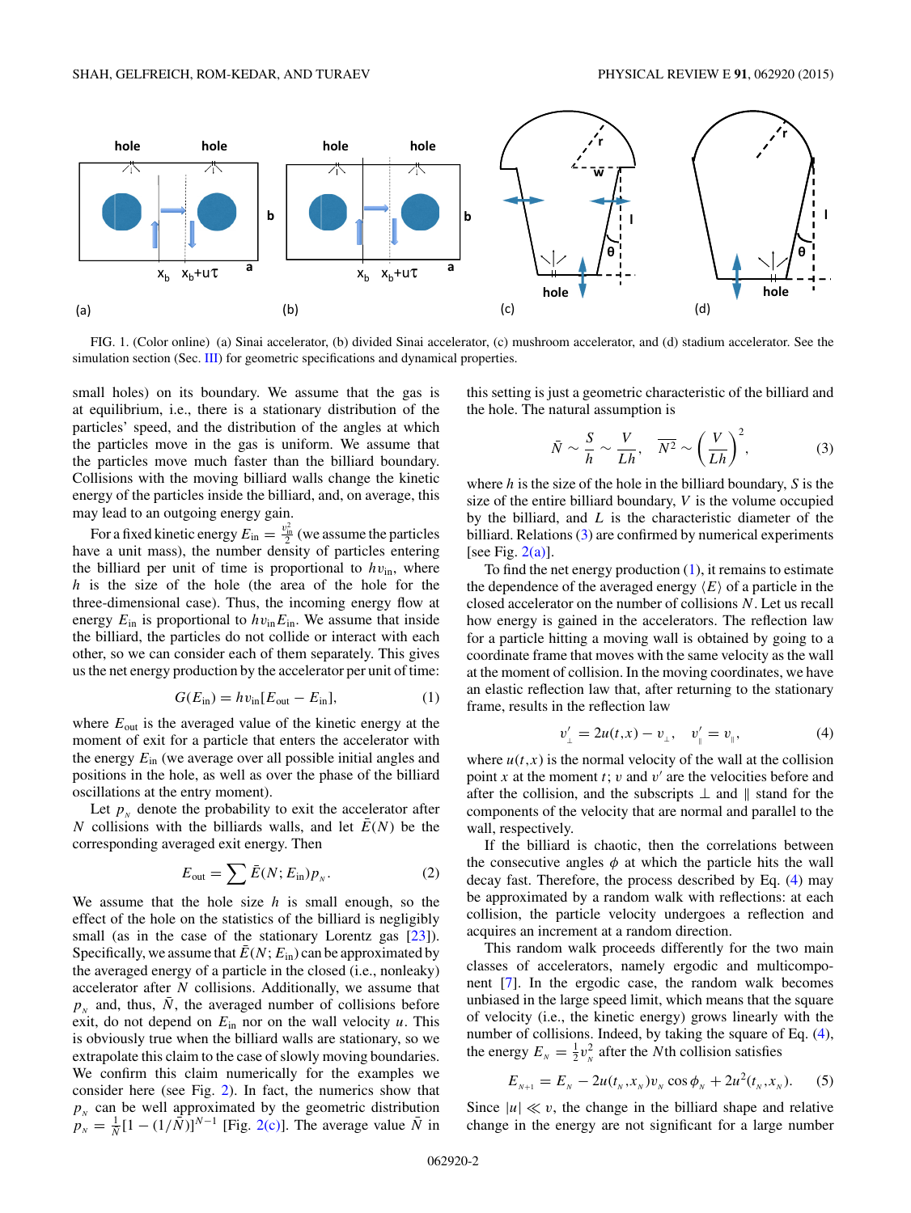FIG. 1. (Color online) (a) Sinai accelerator, (b) divided Sinai accelerator, (c) mushroom accelerator, and (d) stadium accelerator. See the simulation section (Sec. III) for geometric specifications and dynamical properties.

small holes) on its boundary. We assume that the gas is at equilibrium, i.e., there is a stationary distribution of the particles' speed, and the distribution of the angles at which the particles move in the gas is uniform. We assume that the particles move much faster than the billiard boundary. Collisions with the moving billiard walls change the kinetic energy of the particles inside the billiard, and, on average, this may lead to an outgoing energy gain.

For a fixed kinetic energy $E_{\text{in}} = \frac{v_{\text{in}}^2}{2}$ (we assume the particles have a unit mass), the number density of particles entering the billiard per unit of time is proportional to $hv_{\text{in}}$, where $h$ is the size of the hole (the area of the hole for the three-dimensional case). Thus, the incoming energy flow at energy $E_{\text{in}}$ is proportional to $hv_{\text{in}}E_{\text{in}}$. We assume that inside the billiard, the particles do not collide or interact with each other, so we can consider each of them separately. This gives us the net energy production by the accelerator per unit of time:

$$G(E_{\text{in}}) = hv_{\text{in}}[E_{\text{out}} - E_{\text{in}}], \tag{1}$$

where $E_{\text{out}}$ is the averaged value of the kinetic energy at the moment of exit for a particle that enters the accelerator with the energy $E_{\text{in}}$ (we average over all possible initial angles and positions in the hole, as well as over the phase of the billiard oscillations at the entry moment).

Let $p_{_N}$ denote the probability to exit the accelerator after $N$ collisions with the billiards walls, and let $\bar{E}(N)$ be the corresponding averaged exit energy. Then

$$E_{\text{out}} = \sum \bar{E}(N; E_{\text{in}})p_{_N}. \tag{2}$$

We assume that the hole size $h$ is small enough, so the effect of the hole on the statistics of the billiard is negligibly small (as in the case of the stationary Lorentz gas [23]). Specifically, we assume that $\bar{E}(N; E_{\text{in}})$ can be approximated by the averaged energy of a particle in the closed (i.e., nonleaky) accelerator after $N$ collisions. Additionally, we assume that $p_{_N}$ and, thus, $\bar{N}$, the averaged number of collisions before exit, do not depend on $E_{\text{in}}$ nor on the wall velocity $u$. This is obviously true when the billiard walls are stationary, so we extrapolate this claim to the case of slowly moving boundaries. We confirm this claim numerically for the examples we consider here (see Fig. 2). In fact, the numerics show that $p_{_N}$ can be well approximated by the geometric distribution $p_{_N} = \frac{1}{\bar{N}}[1 - (1/\bar{N})]^{N-1}$ [Fig. 2(c)]. The average value $\bar{N}$ in this setting is just a geometric characteristic of the billiard and the hole. The natural assumption is

$$\bar{N} \sim \frac{S}{h} \sim \frac{V}{Lh}, \quad \overline{N^2} \sim \left(\frac{V}{Lh}\right)^2, \tag{3}$$

where $h$ is the size of the hole in the billiard boundary, $S$ is the size of the entire billiard boundary, $V$ is the volume occupied by the billiard, and $L$ is the characteristic diameter of the billiard. Relations (3) are confirmed by numerical experiments [see Fig. 2(a)].

To find the net energy production (1), it remains to estimate the dependence of the averaged energy $\langle E \rangle$ of a particle in the closed accelerator on the number of collisions $N$. Let us recall how energy is gained in the accelerators. The reflection law for a particle hitting a moving wall is obtained by going to a coordinate frame that moves with the same velocity as the wall at the moment of collision. In the moving coordinates, we have an elastic reflection law that, after returning to the stationary frame, results in the reflection law

$$v'_{\perp} = 2u(t,x) - v_{\perp}, \quad v'_{\parallel} = v_{\parallel}, \tag{4}$$

where $u(t,x)$ is the normal velocity of the wall at the collision point $x$ at the moment $t$; $v$ and $v'$ are the velocities before and after the collision, and the subscripts $\perp$ and $\parallel$ stand for the components of the velocity that are normal and parallel to the wall, respectively.

If the billiard is chaotic, then the correlations between the consecutive angles $\phi$ at which the particle hits the wall decay fast. Therefore, the process described by Eq. (4) may be approximated by a random walk with reflections: at each collision, the particle velocity undergoes a reflection and acquires an increment at a random direction.

This random walk proceeds differently for the two main classes of accelerators, namely ergodic and multicomponent [7]. In the ergodic case, the random walk becomes unbiased in the large speed limit, which means that the square of velocity (i.e., the kinetic energy) grows linearly with the number of collisions. Indeed, by taking the square of Eq. (4), the energy $E_{_N} = \frac{1}{2}v_{_N}^2$ after the $N$th collision satisfies

$$E_{_{N+1}} = E_{_N} - 2u(t_{_N}, x_{_N})v_{_N}\cos\phi_{_N} + 2u^2(t_{_N}, x_{_N}). \tag{5}$$

Since $|u| \ll v$, the change in the billiard shape and relative change in the energy are not significant for a large number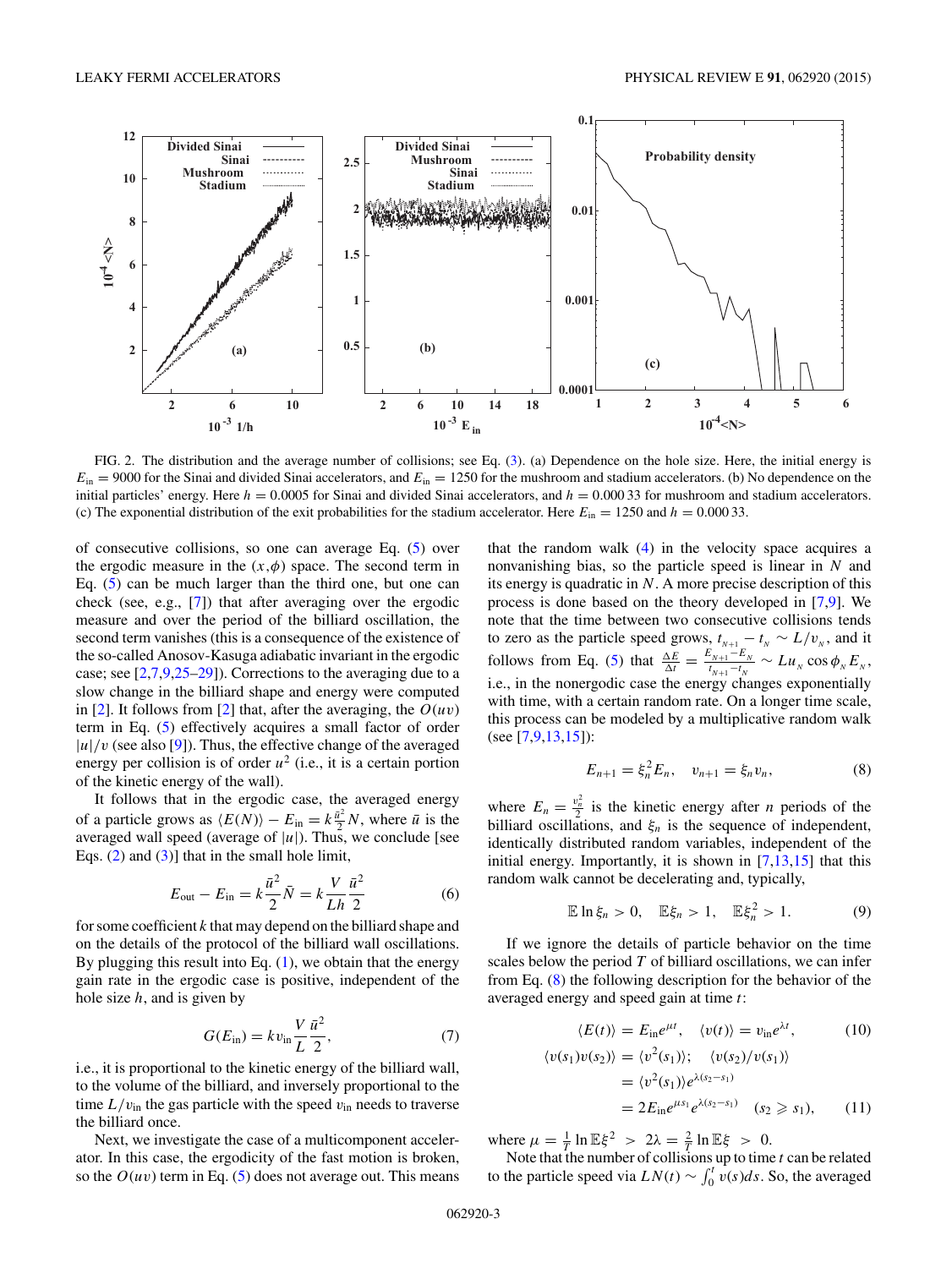FIG. 2. The distribution and the average number of collisions; see Eq. (3). (a) Dependence on the hole size. Here, the initial energy is $E_{\rm in} = 9000$ for the Sinai and divided Sinai accelerators, and $E_{\rm in} = 1250$ for the mushroom and stadium accelerators. (b) No dependence on the initial particles' energy. Here $h = 0.0005$ for Sinai and divided Sinai accelerators, and $h = 0.000\,33$ for mushroom and stadium accelerators. (c) The exponential distribution of the exit probabilities for the stadium accelerator. Here $E_{\rm in} = 1250$ and $h = 0.000\,33$.

of consecutive collisions, so one can average Eq. (5) over the ergodic measure in the $(x,\phi)$ space. The second term in Eq. (5) can be much larger than the third one, but one can check (see, e.g., [7]) that after averaging over the ergodic measure and over the period of the billiard oscillation, the second term vanishes (this is a consequence of the existence of the so-called Anosov-Kasuga adiabatic invariant in the ergodic case; see [2,7,9,25–29]). Corrections to the averaging due to a slow change in the billiard shape and energy were computed in [2]. It follows from [2] that, after the averaging, the $O(uv)$ term in Eq. (5) effectively acquires a small factor of order $|u|/v$ (see also [9]). Thus, the effective change of the averaged energy per collision is of order $u^2$ (i.e., it is a certain portion of the kinetic energy of the wall).

It follows that in the ergodic case, the averaged energy of a particle grows as $\langle E(N)\rangle - E_{\rm in} = k\frac{\bar{u}^2}{2}N$, where $\bar{u}$ is the averaged wall speed (average of $|u|$). Thus, we conclude [see Eqs. (2) and (3)] that in the small hole limit,

$$E_{\rm out} - E_{\rm in} = k\frac{\bar{u}^2}{2}\bar{N} = k\frac{V}{Lh}\frac{\bar{u}^2}{2} \tag{6}$$

for some coefficient $k$ that may depend on the billiard shape and on the details of the protocol of the billiard wall oscillations. By plugging this result into Eq. (1), we obtain that the energy gain rate in the ergodic case is positive, independent of the hole size $h$, and is given by

$$G(E_{\rm in}) = kv_{\rm in}\frac{V}{L}\frac{\bar{u}^2}{2}, \tag{7}$$

i.e., it is proportional to the kinetic energy of the billiard wall, to the volume of the billiard, and inversely proportional to the time $L/v_{\rm in}$ the gas particle with the speed $v_{\rm in}$ needs to traverse the billiard once.

Next, we investigate the case of a multicomponent accelerator. In this case, the ergodicity of the fast motion is broken, so the $O(uv)$ term in Eq. (5) does not average out. This means that the random walk (4) in the velocity space acquires a nonvanishing bias, so the particle speed is linear in $N$ and its energy is quadratic in $N$. A more precise description of this process is done based on the theory developed in [7,9]. We note that the time between two consecutive collisions tends to zero as the particle speed grows, $t_{N+1} - t_N \sim L/v_N$, and it follows from Eq. (5) that $\frac{\Delta E}{\Delta t} = \frac{E_{N+1}-E_N}{t_{N+1}-t_N} \sim Lu_N\cos\phi_N E_N$, i.e., in the nonergodic case the energy changes exponentially with time, with a certain random rate. On a longer time scale, this process can be modeled by a multiplicative random walk (see [7,9,13,15]):

$$E_{n+1} = \xi_n^2 E_n, \quad v_{n+1} = \xi_n v_n, \tag{8}$$

where $E_n = \frac{v_n^2}{2}$ is the kinetic energy after $n$ periods of the billiard oscillations, and $\xi_n$ is the sequence of independent, identically distributed random variables, independent of the initial energy. Importantly, it is shown in [7,13,15] that this random walk cannot be decelerating and, typically,

$$\mathbb{E}\ln\xi_n > 0, \quad \mathbb{E}\xi_n > 1, \quad \mathbb{E}\xi_n^2 > 1. \tag{9}$$

If we ignore the details of particle behavior on the time scales below the period $T$ of billiard oscillations, we can infer from Eq. (8) the following description for the behavior of the averaged energy and speed gain at time $t$:

$$\langle E(t)\rangle = E_{\rm in}e^{\mu t}, \quad \langle v(t)\rangle = v_{\rm in}e^{\lambda t}, \tag{10}$$

$$\begin{aligned}\langle v(s_1)v(s_2)\rangle &= \langle v^2(s_1)\rangle; \quad \langle v(s_2)/v(s_1)\rangle \\ &= \langle v^2(s_1)\rangle e^{\lambda(s_2-s_1)} \\ &= 2E_{\rm in}e^{\mu s_1}e^{\lambda(s_2-s_1)} \quad (s_2 \geqslant s_1),\end{aligned} \tag{11}$$

where $\mu = \frac{1}{T}\ln\mathbb{E}\xi^2 > 2\lambda = \frac{2}{T}\ln\mathbb{E}\xi > 0$.

Note that the number of collisions up to time $t$ can be related to the particle speed via $LN(t) \sim \int_0^t v(s)ds$. So, the averaged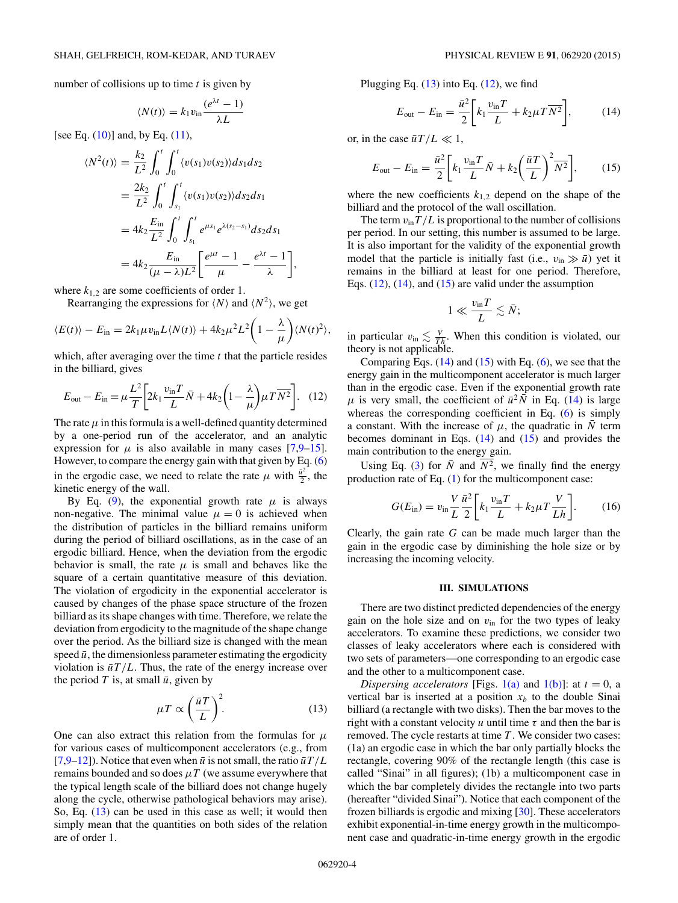number of collisions up to time $t$ is given by

$$\langle N(t)\rangle = k_1 v_{\text{in}} \frac{(e^{\lambda t}-1)}{\lambda L}$$

[see Eq. (10)] and, by Eq. (11),

$$\begin{aligned}
\langle N^2(t)\rangle &= \frac{k_2}{L^2}\int_0^t\int_0^t \langle v(s_1)v(s_2)\rangle ds_1 ds_2 \\
&= \frac{2k_2}{L^2}\int_0^t\int_{s_1}^t \langle v(s_1)v(s_2)\rangle ds_2 ds_1 \\
&= 4k_2\frac{E_{\text{in}}}{L^2}\int_0^t\int_{s_1}^t e^{\mu s_1}e^{\lambda(s_2-s_1)}ds_2 ds_1 \\
&= 4k_2\frac{E_{\text{in}}}{(\mu-\lambda)L^2}\left[\frac{e^{\mu t}-1}{\mu}-\frac{e^{\lambda t}-1}{\lambda}\right],
\end{aligned}$$

where $k_{1,2}$ are some coefficients of order 1.

Rearranging the expressions for $\langle N\rangle$ and $\langle N^2\rangle$, we get

$$\langle E(t)\rangle - E_{\text{in}} = 2k_1\mu v_{\text{in}}L\langle N(t)\rangle + 4k_2\mu^2L^2\left(1-\frac{\lambda}{\mu}\right)\langle N(t)^2\rangle,$$

which, after averaging over the time $t$ that the particle resides in the billiard, gives

$$E_{\text{out}} - E_{\text{in}} = \mu\frac{L^2}{T}\left[2k_1\frac{v_{\text{in}}T}{L}\bar{N} + 4k_2\left(1-\frac{\lambda}{\mu}\right)\mu T\overline{N^2}\right]. \quad (12)$$

The rate $\mu$ in this formula is a well-defined quantity determined by a one-period run of the accelerator, and an analytic expression for $\mu$ is also available in many cases [7,9–15]. However, to compare the energy gain with that given by Eq. (6) in the ergodic case, we need to relate the rate $\mu$ with $\frac{\bar{u}^2}{2}$, the kinetic energy of the wall.

By Eq. (9), the exponential growth rate $\mu$ is always non-negative. The minimal value $\mu = 0$ is achieved when the distribution of particles in the billiard remains uniform during the period of billiard oscillations, as in the case of an ergodic billiard. Hence, when the deviation from the ergodic behavior is small, the rate $\mu$ is small and behaves like the square of a certain quantitative measure of this deviation. The violation of ergodicity in the exponential accelerator is caused by changes of the phase space structure of the frozen billiard as its shape changes with time. Therefore, we relate the deviation from ergodicity to the magnitude of the shape change over the period. As the billiard size is changed with the mean speed $\bar{u}$, the dimensionless parameter estimating the ergodicity violation is $\bar{u}T/L$. Thus, the rate of the energy increase over the period $T$ is, at small $\bar{u}$, given by

$$\mu T \propto \left(\frac{\bar{u}T}{L}\right)^2. \quad (13)$$

One can also extract this relation from the formulas for $\mu$ for various cases of multicomponent accelerators (e.g., from [7,9–12]). Notice that even when $\bar{u}$ is not small, the ratio $\bar{u}T/L$ remains bounded and so does $\mu T$ (we assume everywhere that the typical length scale of the billiard does not change hugely along the cycle, otherwise pathological behaviors may arise). So, Eq. (13) can be used in this case as well; it would then simply mean that the quantities on both sides of the relation are of order 1.

Plugging Eq. (13) into Eq. (12), we find

$$E_{\text{out}} - E_{\text{in}} = \frac{\bar{u}^2}{2}\left[k_1\frac{v_{\text{in}}T}{L} + k_2\mu T\overline{N^2}\right], \quad (14)$$

or, in the case $\bar{u}T/L \ll 1$,

$$E_{\text{out}} - E_{\text{in}} = \frac{\bar{u}^2}{2}\left[k_1\frac{v_{\text{in}}T}{L}\bar{N} + k_2\left(\frac{\bar{u}T}{L}\right)^2\overline{N^2}\right], \quad (15)$$

where the new coefficients $k_{1,2}$ depend on the shape of the billiard and the protocol of the wall oscillation.

The term $v_{\text{in}}T/L$ is proportional to the number of collisions per period. In our setting, this number is assumed to be large. It is also important for the validity of the exponential growth model that the particle is initially fast (i.e., $v_{\text{in}} \gg \bar{u}$) yet it remains in the billiard at least for one period. Therefore, Eqs. (12), (14), and (15) are valid under the assumption

$$1 \ll \frac{v_{\text{in}}T}{L} \lesssim \bar{N};$$

in particular $v_{\text{in}} \lesssim \frac{V}{Th}$. When this condition is violated, our theory is not applicable.

Comparing Eqs. (14) and (15) with Eq. (6), we see that the energy gain in the multicomponent accelerator is much larger than in the ergodic case. Even if the exponential growth rate $\mu$ is very small, the coefficient of $\bar{u}^2\bar{N}$ in Eq. (14) is large whereas the corresponding coefficient in Eq. (6) is simply a constant. With the increase of $\mu$, the quadratic in $\bar{N}$ term becomes dominant in Eqs. (14) and (15) and provides the main contribution to the energy gain.

Using Eq. (3) for $\bar{N}$ and $\overline{N^2}$, we finally find the energy production rate of Eq. (1) for the multicomponent case:

$$G(E_{\text{in}}) = v_{\text{in}}\frac{V}{L}\frac{\bar{u}^2}{2}\left[k_1\frac{v_{\text{in}}T}{L} + k_2\mu T\frac{V}{Lh}\right]. \quad (16)$$

Clearly, the gain rate $G$ can be made much larger than the gain in the ergodic case by diminishing the hole size or by increasing the incoming velocity.

## III. SIMULATIONS

There are two distinct predicted dependencies of the energy gain on the hole size and on $v_{\text{in}}$ for the two types of leaky accelerators. To examine these predictions, we consider two classes of leaky accelerators where each is considered with two sets of parameters—one corresponding to an ergodic case and the other to a multicomponent case.

*Dispersing accelerators* [Figs. 1(a) and 1(b)]: at $t = 0$, a vertical bar is inserted at a position $x_b$ to the double Sinai billiard (a rectangle with two disks). Then the bar moves to the right with a constant velocity $u$ until time $\tau$ and then the bar is removed. The cycle restarts at time $T$. We consider two cases: (1a) an ergodic case in which the bar only partially blocks the rectangle, covering 90% of the rectangle length (this case is called "Sinai" in all figures); (1b) a multicomponent case in which the bar completely divides the rectangle into two parts (hereafter "divided Sinai"). Notice that each component of the frozen billiards is ergodic and mixing [30]. These accelerators exhibit exponential-in-time energy growth in the multicomponent case and quadratic-in-time energy growth in the ergodic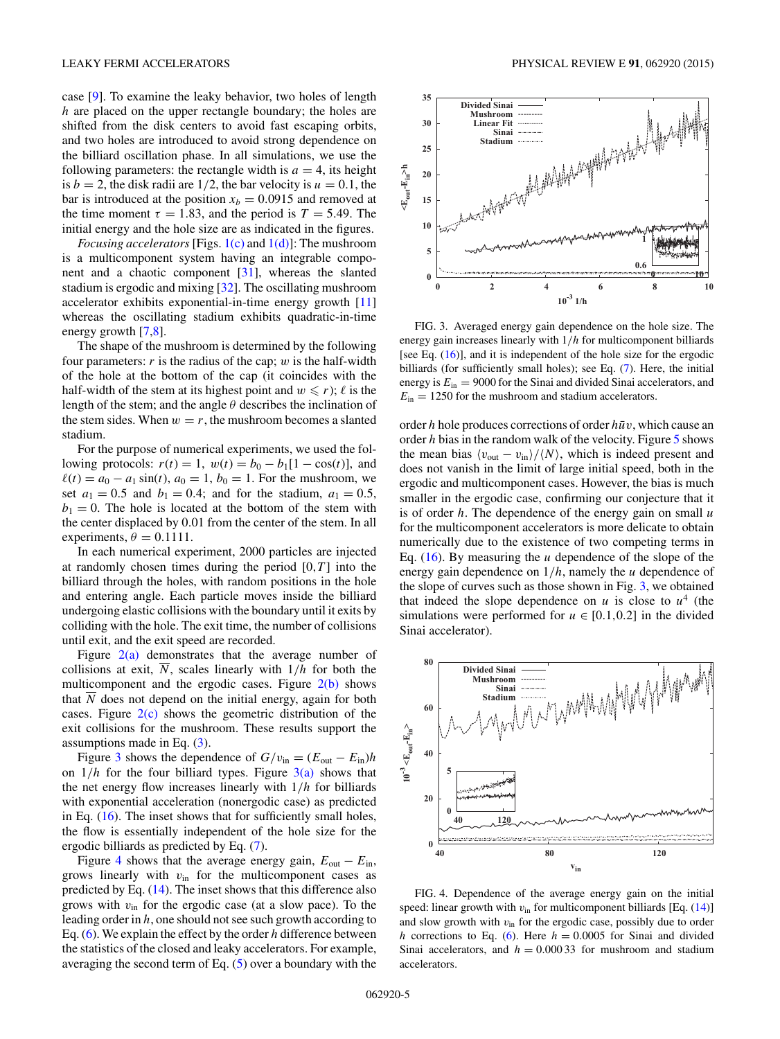case [9]. To examine the leaky behavior, two holes of length $h$ are placed on the upper rectangle boundary; the holes are shifted from the disk centers to avoid fast escaping orbits, and two holes are introduced to avoid strong dependence on the billiard oscillation phase. In all simulations, we use the following parameters: the rectangle width is $a = 4$, its height is $b = 2$, the disk radii are $1/2$, the bar velocity is $u = 0.1$, the bar is introduced at the position $x_b = 0.0915$ and removed at the time moment $\tau = 1.83$, and the period is $T = 5.49$. The initial energy and the hole size are as indicated in the figures.

*Focusing accelerators* [Figs. 1(c) and 1(d)]: The mushroom is a multicomponent system having an integrable component and a chaotic component [31], whereas the slanted stadium is ergodic and mixing [32]. The oscillating mushroom accelerator exhibits exponential-in-time energy growth [11] whereas the oscillating stadium exhibits quadratic-in-time energy growth [7,8].

The shape of the mushroom is determined by the following four parameters: $r$ is the radius of the cap; $w$ is the half-width of the hole at the bottom of the cap (it coincides with the half-width of the stem at its highest point and $w \leqslant r$); $\ell$ is the length of the stem; and the angle $\theta$ describes the inclination of the stem sides. When $w = r$, the mushroom becomes a slanted stadium.

For the purpose of numerical experiments, we used the following protocols: $r(t) = 1$, $w(t) = b_0 - b_1[1 - \cos(t)]$, and $\ell(t) = a_0 - a_1 \sin(t)$, $a_0 = 1$, $b_0 = 1$. For the mushroom, we set $a_1 = 0.5$ and $b_1 = 0.4$; and for the stadium, $a_1 = 0.5$, $b_1 = 0$. The hole is located at the bottom of the stem with the center displaced by 0.01 from the center of the stem. In all experiments, $\theta = 0.1111$.

In each numerical experiment, 2000 particles are injected at randomly chosen times during the period $[0,T]$ into the billiard through the holes, with random positions in the hole and entering angle. Each particle moves inside the billiard undergoing elastic collisions with the boundary until it exits by colliding with the hole. The exit time, the number of collisions until exit, and the exit speed are recorded.

Figure 2(a) demonstrates that the average number of collisions at exit, $\overline{N}$, scales linearly with $1/h$ for both the multicomponent and the ergodic cases. Figure 2(b) shows that $\overline{N}$ does not depend on the initial energy, again for both cases. Figure 2(c) shows the geometric distribution of the exit collisions for the mushroom. These results support the assumptions made in Eq. (3).

Figure 3 shows the dependence of $G/v_{\text{in}} = (E_{\text{out}} - E_{\text{in}})h$ on $1/h$ for the four billiard types. Figure 3(a) shows that the net energy flow increases linearly with $1/h$ for billiards with exponential acceleration (nonergodic case) as predicted in Eq. (16). The inset shows that for sufficiently small holes, the flow is essentially independent of the hole size for the ergodic billiards as predicted by Eq. (7).

Figure 4 shows that the average energy gain, $E_{\text{out}} - E_{\text{in}}$, grows linearly with $v_{\text{in}}$ for the multicomponent cases as predicted by Eq. (14). The inset shows that this difference also grows with $v_{\text{in}}$ for the ergodic case (at a slow pace). To the leading order in $h$, one should not see such growth according to Eq. (6). We explain the effect by the order $h$ difference between the statistics of the closed and leaky accelerators. For example, averaging the second term of Eq. (5) over a boundary with the order $h$ hole produces corrections of order $h\bar{u}v$, which cause an order $h$ bias in the random walk of the velocity. Figure 5 shows the mean bias $\langle v_{\text{out}} - v_{\text{in}} \rangle / \langle N \rangle$, which is indeed present and does not vanish in the limit of large initial speed, both in the ergodic and multicomponent cases. However, the bias is much smaller in the ergodic case, confirming our conjecture that it is of order $h$. The dependence of the energy gain on small $u$ for the multicomponent accelerators is more delicate to obtain numerically due to the existence of two competing terms in Eq. (16). By measuring the $u$ dependence of the slope of the energy gain dependence on $1/h$, namely the $u$ dependence of the slope of curves such as those shown in Fig. 3, we obtained that indeed the slope dependence on $u$ is close to $u^4$ (the simulations were performed for $u \in [0.1,0.2]$ in the divided Sinai accelerator).

FIG. 3. Averaged energy gain dependence on the hole size. The energy gain increases linearly with $1/h$ for multicomponent billiards [see Eq. (16)], and it is independent of the hole size for the ergodic billiards (for sufficiently small holes); see Eq. (7). Here, the initial energy is $E_{\text{in}} = 9000$ for the Sinai and divided Sinai accelerators, and $E_{\text{in}} = 1250$ for the mushroom and stadium accelerators.

FIG. 4. Dependence of the average energy gain on the initial speed: linear growth with $v_{\text{in}}$ for multicomponent billiards [Eq. (14)] and slow growth with $v_{\text{in}}$ for the ergodic case, possibly due to order $h$ corrections to Eq. (6). Here $h = 0.0005$ for Sinai and divided Sinai accelerators, and $h = 0.000\,33$ for mushroom and stadium accelerators.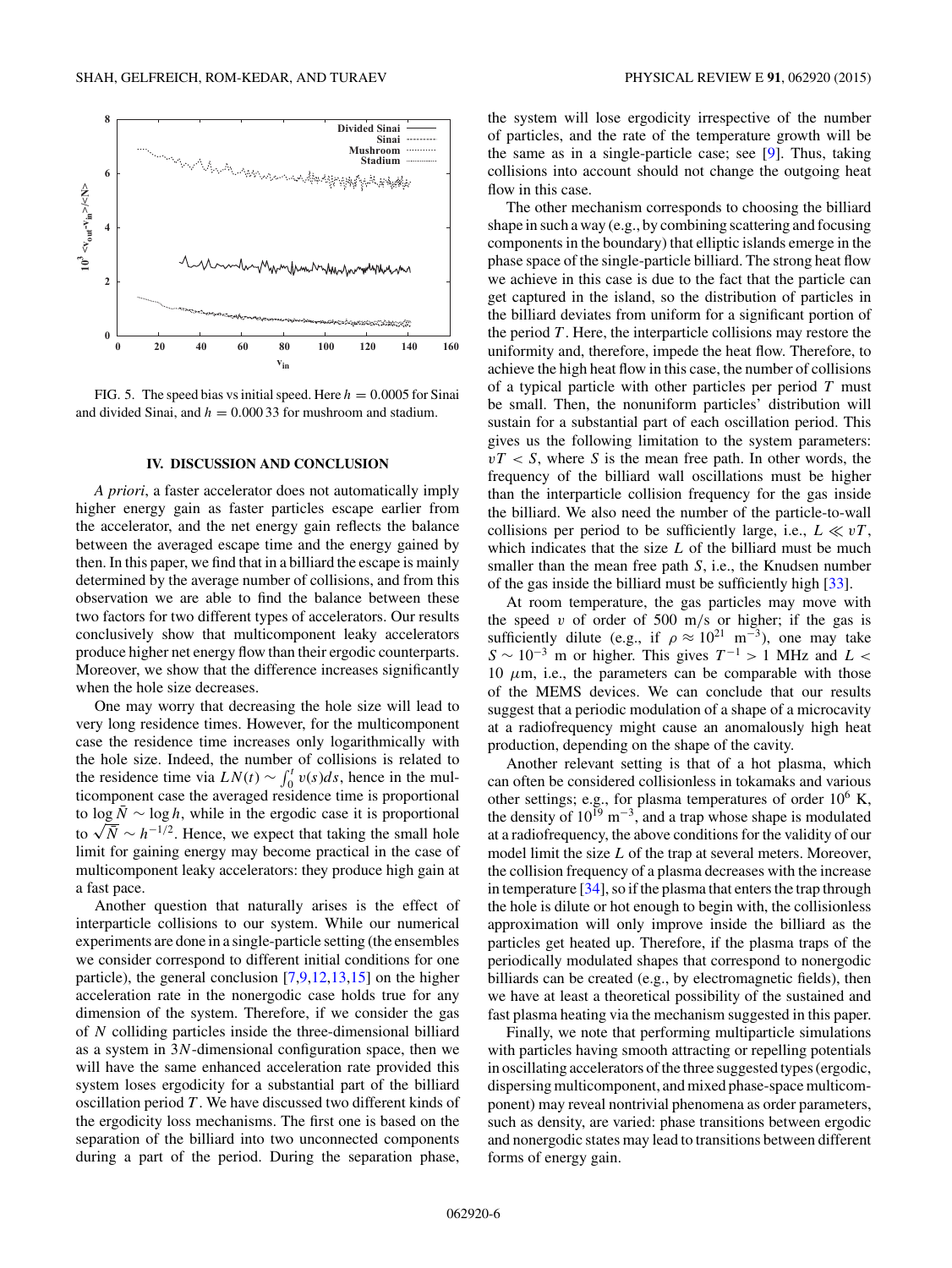8

6

4

2

0

0 20 40 60 80 100 120 140 160

$10^3 <v_{out}-v_{in}>/<N>$

$v_{in}$

Divided Sinai
Sinai
Mushroom
Stadium

FIG. 5. The speed bias vs initial speed. Here $h = 0.0005$ for Sinai and divided Sinai, and $h = 0.000\,33$ for mushroom and stadium.

## IV. DISCUSSION AND CONCLUSION

*A priori*, a faster accelerator does not automatically imply higher energy gain as faster particles escape earlier from the accelerator, and the net energy gain reflects the balance between the averaged escape time and the energy gained by then. In this paper, we find that in a billiard the escape is mainly determined by the average number of collisions, and from this observation we are able to find the balance between these two factors for two different types of accelerators. Our results conclusively show that multicomponent leaky accelerators produce higher net energy flow than their ergodic counterparts. Moreover, we show that the difference increases significantly when the hole size decreases.

One may worry that decreasing the hole size will lead to very long residence times. However, for the multicomponent case the residence time increases only logarithmically with the hole size. Indeed, the number of collisions is related to the residence time via $LN(t) \sim \int_0^t v(s)ds$, hence in the multicomponent case the averaged residence time is proportional to $\log \bar{N} \sim \log h$, while in the ergodic case it is proportional to $\sqrt{\bar{N}} \sim h^{-1/2}$. Hence, we expect that taking the small hole limit for gaining energy may become practical in the case of multicomponent leaky accelerators: they produce high gain at a fast pace.

Another question that naturally arises is the effect of interparticle collisions to our system. While our numerical experiments are done in a single-particle setting (the ensembles we consider correspond to different initial conditions for one particle), the general conclusion [7,9,12,13,15] on the higher acceleration rate in the nonergodic case holds true for any dimension of the system. Therefore, if we consider the gas of $N$ colliding particles inside the three-dimensional billiard as a system in $3N$-dimensional configuration space, then we will have the same enhanced acceleration rate provided this system loses ergodicity for a substantial part of the billiard oscillation period $T$. We have discussed two different kinds of the ergodicity loss mechanisms. The first one is based on the separation of the billiard into two unconnected components during a part of the period. During the separation phase, the system will lose ergodicity irrespective of the number of particles, and the rate of the temperature growth will be the same as in a single-particle case; see [9]. Thus, taking collisions into account should not change the outgoing heat flow in this case.

The other mechanism corresponds to choosing the billiard shape in such a way (e.g., by combining scattering and focusing components in the boundary) that elliptic islands emerge in the phase space of the single-particle billiard. The strong heat flow we achieve in this case is due to the fact that the particle can get captured in the island, so the distribution of particles in the billiard deviates from uniform for a significant portion of the period $T$. Here, the interparticle collisions may restore the uniformity and, therefore, impede the heat flow. Therefore, to achieve the high heat flow in this case, the number of collisions of a typical particle with other particles per period $T$ must be small. Then, the nonuniform particles' distribution will sustain for a substantial part of each oscillation period. This gives us the following limitation to the system parameters: $vT < S$, where $S$ is the mean free path. In other words, the frequency of the billiard wall oscillations must be higher than the interparticle collision frequency for the gas inside the billiard. We also need the number of the particle-to-wall collisions per period to be sufficiently large, i.e., $L \ll vT$, which indicates that the size $L$ of the billiard must be much smaller than the mean free path $S$, i.e., the Knudsen number of the gas inside the billiard must be sufficiently high [33].

At room temperature, the gas particles may move with the speed $v$ of order of 500 m/s or higher; if the gas is sufficiently dilute (e.g., if $\rho \approx 10^{21}$ m$^{-3}$), one may take $S \sim 10^{-3}$ m or higher. This gives $T^{-1} > 1$ MHz and $L < 10$ $\mu$m, i.e., the parameters can be comparable with those of the MEMS devices. We can conclude that our results suggest that a periodic modulation of a shape of a microcavity at a radiofrequency might cause an anomalously high heat production, depending on the shape of the cavity.

Another relevant setting is that of a hot plasma, which can often be considered collisionless in tokamaks and various other settings; e.g., for plasma temperatures of order $10^6$ K, the density of $10^{19}$ m$^{-3}$, and a trap whose shape is modulated at a radiofrequency, the above conditions for the validity of our model limit the size $L$ of the trap at several meters. Moreover, the collision frequency of a plasma decreases with the increase in temperature [34], so if the plasma that enters the trap through the hole is dilute or hot enough to begin with, the collisionless approximation will only improve inside the billiard as the particles get heated up. Therefore, if the plasma traps of the periodically modulated shapes that correspond to nonergodic billiards can be created (e.g., by electromagnetic fields), then we have at least a theoretical possibility of the sustained and fast plasma heating via the mechanism suggested in this paper.

Finally, we note that performing multiparticle simulations with particles having smooth attracting or repelling potentials in oscillating accelerators of the three suggested types (ergodic, dispersing multicomponent, and mixed phase-space multicomponent) may reveal nontrivial phenomena as order parameters, such as density, are varied: phase transitions between ergodic and nonergodic states may lead to transitions between different forms of energy gain.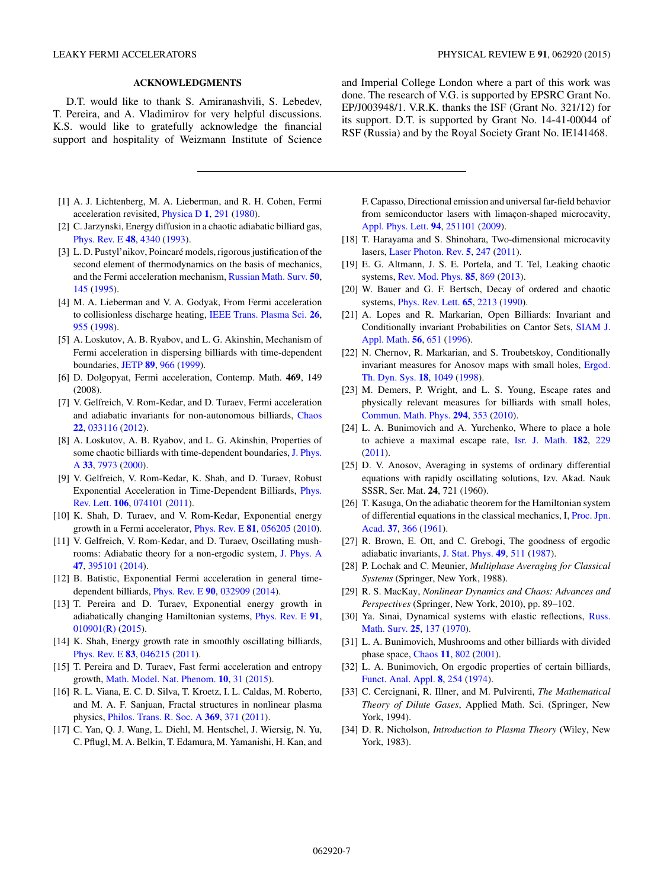## ACKNOWLEDGMENTS

D.T. would like to thank S. Amiranashvili, S. Lebedev, T. Pereira, and A. Vladimirov for very helpful discussions. K.S. would like to gratefully acknowledge the financial support and hospitality of Weizmann Institute of Science and Imperial College London where a part of this work was done. The research of V.G. is supported by EPSRC Grant No. EP/J003948/1. V.R.K. thanks the ISF (Grant No. 321/12) for its support. D.T. is supported by Grant No. 14-41-00044 of RSF (Russia) and by the Royal Society Grant No. IE141468.

---

[1] A. J. Lichtenberg, M. A. Lieberman, and R. H. Cohen, Fermi acceleration revisited, Physica D **1**, 291 (1980).

[2] C. Jarzynski, Energy diffusion in a chaotic adiabatic billiard gas, Phys. Rev. E **48**, 4340 (1993).

[3] L. D. Pustyl'nikov, Poincaré models, rigorous justification of the second element of thermodynamics on the basis of mechanics, and the Fermi acceleration mechanism, Russian Math. Surv. **50**, 145 (1995).

[4] M. A. Lieberman and V. A. Godyak, From Fermi acceleration to collisionless discharge heating, IEEE Trans. Plasma Sci. **26**, 955 (1998).

[5] A. Loskutov, A. B. Ryabov, and L. G. Akinshin, Mechanism of Fermi acceleration in dispersing billiards with time-dependent boundaries, JETP **89**, 966 (1999).

[6] D. Dolgopyat, Fermi acceleration, Contemp. Math. **469**, 149 (2008).

[7] V. Gelfreich, V. Rom-Kedar, and D. Turaev, Fermi acceleration and adiabatic invariants for non-autonomous billiards, Chaos **22**, 033116 (2012).

[8] A. Loskutov, A. B. Ryabov, and L. G. Akinshin, Properties of some chaotic billiards with time-dependent boundaries, J. Phys. A **33**, 7973 (2000).

[9] V. Gelfreich, V. Rom-Kedar, K. Shah, and D. Turaev, Robust Exponential Acceleration in Time-Dependent Billiards, Phys. Rev. Lett. **106**, 074101 (2011).

[10] K. Shah, D. Turaev, and V. Rom-Kedar, Exponential energy growth in a Fermi accelerator, Phys. Rev. E **81**, 056205 (2010).

[11] V. Gelfreich, V. Rom-Kedar, and D. Turaev, Oscillating mushrooms: Adiabatic theory for a non-ergodic system, J. Phys. A **47**, 395101 (2014).

[12] B. Batistic, Exponential Fermi acceleration in general time-dependent billiards, Phys. Rev. E **90**, 032909 (2014).

[13] T. Pereira and D. Turaev, Exponential energy growth in adiabatically changing Hamiltonian systems, Phys. Rev. E **91**, 010901(R) (2015).

[14] K. Shah, Energy growth rate in smoothly oscillating billiards, Phys. Rev. E **83**, 046215 (2011).

[15] T. Pereira and D. Turaev, Fast fermi acceleration and entropy growth, Math. Model. Nat. Phenom. **10**, 31 (2015).

[16] R. L. Viana, E. C. D. Silva, T. Kroetz, I. L. Caldas, M. Roberto, and M. A. F. Sanjuan, Fractal structures in nonlinear plasma physics, Philos. Trans. R. Soc. A **369**, 371 (2011).

[17] C. Yan, Q. J. Wang, L. Diehl, M. Hentschel, J. Wiersig, N. Yu, C. Pflugl, M. A. Belkin, T. Edamura, M. Yamanishi, H. Kan, and F. Capasso, Directional emission and universal far-field behavior from semiconductor lasers with limaçon-shaped microcavity, Appl. Phys. Lett. **94**, 251101 (2009).

[18] T. Harayama and S. Shinohara, Two-dimensional microcavity lasers, Laser Photon. Rev. **5**, 247 (2011).

[19] E. G. Altmann, J. S. E. Portela, and T. Tel, Leaking chaotic systems, Rev. Mod. Phys. **85**, 869 (2013).

[20] W. Bauer and G. F. Bertsch, Decay of ordered and chaotic systems, Phys. Rev. Lett. **65**, 2213 (1990).

[21] A. Lopes and R. Markarian, Open Billiards: Invariant and Conditionally invariant Probabilities on Cantor Sets, SIAM J. Appl. Math. **56**, 651 (1996).

[22] N. Chernov, R. Markarian, and S. Troubetskoy, Conditionally invariant measures for Anosov maps with small holes, Ergod. Th. Dyn. Sys. **18**, 1049 (1998).

[23] M. Demers, P. Wright, and L. S. Young, Escape rates and physically relevant measures for billiards with small holes, Commun. Math. Phys. **294**, 353 (2010).

[24] L. A. Bunimovich and A. Yurchenko, Where to place a hole to achieve a maximal escape rate, Isr. J. Math. **182**, 229 (2011).

[25] D. V. Anosov, Averaging in systems of ordinary differential equations with rapidly oscillating solutions, Izv. Akad. Nauk SSSR, Ser. Mat. **24**, 721 (1960).

[26] T. Kasuga, On the adiabatic theorem for the Hamiltonian system of differential equations in the classical mechanics, I, Proc. Jpn. Acad. **37**, 366 (1961).

[27] R. Brown, E. Ott, and C. Grebogi, The goodness of ergodic adiabatic invariants, J. Stat. Phys. **49**, 511 (1987).

[28] P. Lochak and C. Meunier, *Multiphase Averaging for Classical Systems* (Springer, New York, 1988).

[29] R. S. MacKay, *Nonlinear Dynamics and Chaos: Advances and Perspectives* (Springer, New York, 2010), pp. 89–102.

[30] Ya. Sinai, Dynamical systems with elastic reflections, Russ. Math. Surv. **25**, 137 (1970).

[31] L. A. Bunimovich, Mushrooms and other billiards with divided phase space, Chaos **11**, 802 (2001).

[32] L. A. Bunimovich, On ergodic properties of certain billiards, Funct. Anal. Appl. **8**, 254 (1974).

[33] C. Cercignani, R. Illner, and M. Pulvirenti, *The Mathematical Theory of Dilute Gases*, Applied Math. Sci. (Springer, New York, 1994).

[34] D. R. Nicholson, *Introduction to Plasma Theory* (Wiley, New York, 1983).